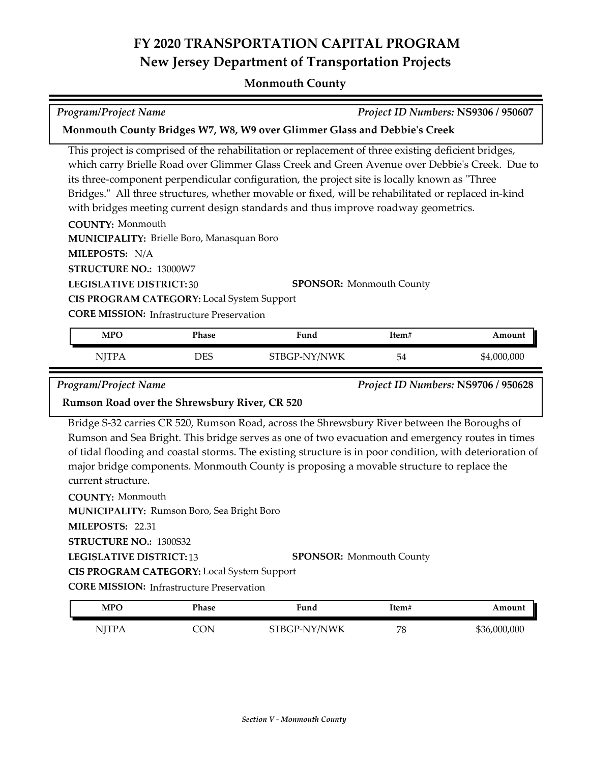# FY 2020 TRANSPORTATION CAPITAL PROGRAM
## New Jersey Department of Transportation Projects

### Monmouth County

*Program/Project Name* — *Project ID Numbers:* **NS9306 / 950607**

**Monmouth County Bridges W7, W8, W9 over Glimmer Glass and Debbie's Creek**

This project is comprised of the rehabilitation or replacement of three existing deficient bridges, which carry Brielle Road over Glimmer Glass Creek and Green Avenue over Debbie's Creek. Due to its three-component perpendicular configuration, the project site is locally known as "Three Bridges." All three structures, whether movable or fixed, will be rehabilitated or replaced in-kind with bridges meeting current design standards and thus improve roadway geometrics.

**COUNTY:** Monmouth
**MUNICIPALITY:** Brielle Boro, Manasquan Boro
**MILEPOSTS:** N/A
**STRUCTURE NO.:** 13000W7
**LEGISLATIVE DISTRICT:** 30
**SPONSOR:** Monmouth County
**CIS PROGRAM CATEGORY:** Local System Support
**CORE MISSION:** Infrastructure Preservation

| MPO | Phase | Fund | Item# | Amount |
|---|---|---|---|---|
| NJTPA | DES | STBGP-NY/NWK | 54 | $4,000,000 |

*Program/Project Name* — *Project ID Numbers:* **NS9706 / 950628**

**Rumson Road over the Shrewsbury River, CR 520**

Bridge S-32 carries CR 520, Rumson Road, across the Shrewsbury River between the Boroughs of Rumson and Sea Bright. This bridge serves as one of two evacuation and emergency routes in times of tidal flooding and coastal storms. The existing structure is in poor condition, with deterioration of major bridge components. Monmouth County is proposing a movable structure to replace the current structure.

**COUNTY:** Monmouth
**MUNICIPALITY:** Rumson Boro, Sea Bright Boro
**MILEPOSTS:** 22.31
**STRUCTURE NO.:** 1300S32
**LEGISLATIVE DISTRICT:** 13
**SPONSOR:** Monmouth County
**CIS PROGRAM CATEGORY:** Local System Support
**CORE MISSION:** Infrastructure Preservation

| MPO | Phase | Fund | Item# | Amount |
|---|---|---|---|---|
| NJTPA | CON | STBGP-NY/NWK | 78 | $36,000,000 |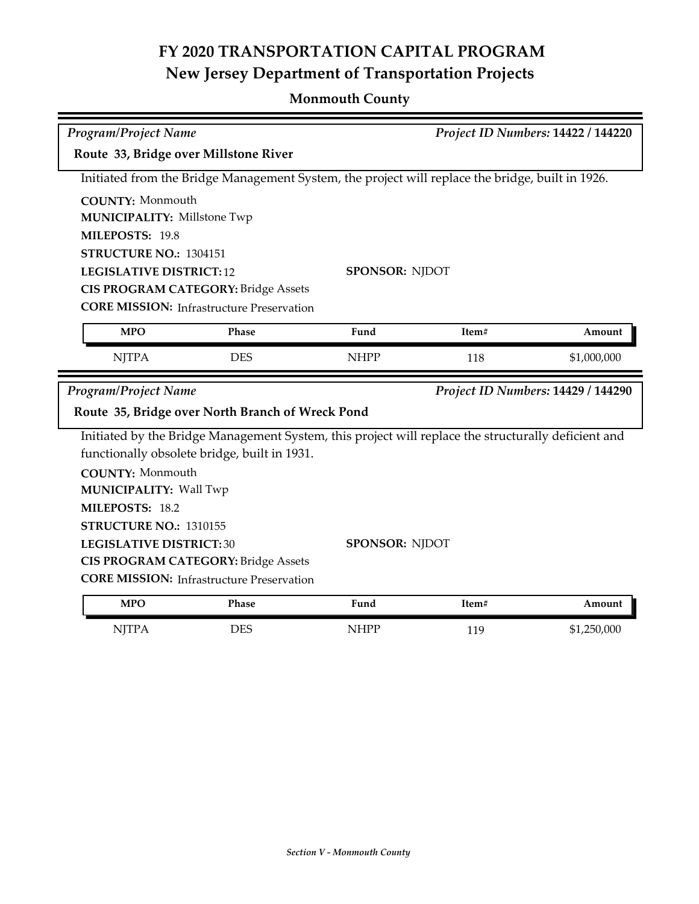# FY 2020 TRANSPORTATION CAPITAL PROGRAM
## New Jersey Department of Transportation Projects

### Monmouth County

*Program/Project Name* — *Project ID Numbers:* **14422 / 144220**

**Route 33, Bridge over Millstone River**

Initiated from the Bridge Management System, the project will replace the bridge, built in 1926.

**COUNTY:** Monmouth
**MUNICIPALITY:** Millstone Twp
**MILEPOSTS:** 19.8
**STRUCTURE NO.:** 1304151
**LEGISLATIVE DISTRICT:** 12
**SPONSOR:** NJDOT
**CIS PROGRAM CATEGORY:** Bridge Assets
**CORE MISSION:** Infrastructure Preservation

| MPO | Phase | Fund | Item# | Amount |
|---|---|---|---|---|
| NJTPA | DES | NHPP | 118 | $1,000,000 |

*Program/Project Name* — *Project ID Numbers:* **14429 / 144290**

**Route 35, Bridge over North Branch of Wreck Pond**

Initiated by the Bridge Management System, this project will replace the structurally deficient and functionally obsolete bridge, built in 1931.

**COUNTY:** Monmouth
**MUNICIPALITY:** Wall Twp
**MILEPOSTS:** 18.2
**STRUCTURE NO.:** 1310155
**LEGISLATIVE DISTRICT:** 30
**SPONSOR:** NJDOT
**CIS PROGRAM CATEGORY:** Bridge Assets
**CORE MISSION:** Infrastructure Preservation

| MPO | Phase | Fund | Item# | Amount |
|---|---|---|---|---|
| NJTPA | DES | NHPP | 119 | $1,250,000 |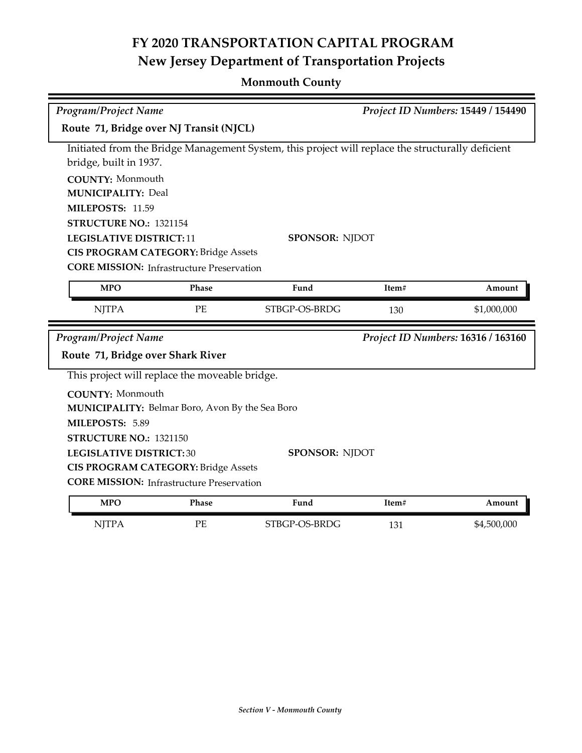# FY 2020 TRANSPORTATION CAPITAL PROGRAM
## New Jersey Department of Transportation Projects

### Monmouth County

*Program/Project Name* — *Project ID Numbers:* **15449 / 154490**

**Route 71, Bridge over NJ Transit (NJCL)**

Initiated from the Bridge Management System, this project will replace the structurally deficient bridge, built in 1937.

**COUNTY:** Monmouth
**MUNICIPALITY:** Deal
**MILEPOSTS:** 11.59
**STRUCTURE NO.:** 1321154
**LEGISLATIVE DISTRICT:** 11
**SPONSOR:** NJDOT
**CIS PROGRAM CATEGORY:** Bridge Assets
**CORE MISSION:** Infrastructure Preservation

| MPO | Phase | Fund | Item# | Amount |
|---|---|---|---|---|
| NJTPA | PE | STBGP-OS-BRDG | 130 | $1,000,000 |

*Program/Project Name* — *Project ID Numbers:* **16316 / 163160**

**Route 71, Bridge over Shark River**

This project will replace the moveable bridge.

**COUNTY:** Monmouth
**MUNICIPALITY:** Belmar Boro, Avon By the Sea Boro
**MILEPOSTS:** 5.89
**STRUCTURE NO.:** 1321150
**LEGISLATIVE DISTRICT:** 30
**SPONSOR:** NJDOT
**CIS PROGRAM CATEGORY:** Bridge Assets
**CORE MISSION:** Infrastructure Preservation

| MPO | Phase | Fund | Item# | Amount |
|---|---|---|---|---|
| NJTPA | PE | STBGP-OS-BRDG | 131 | $4,500,000 |